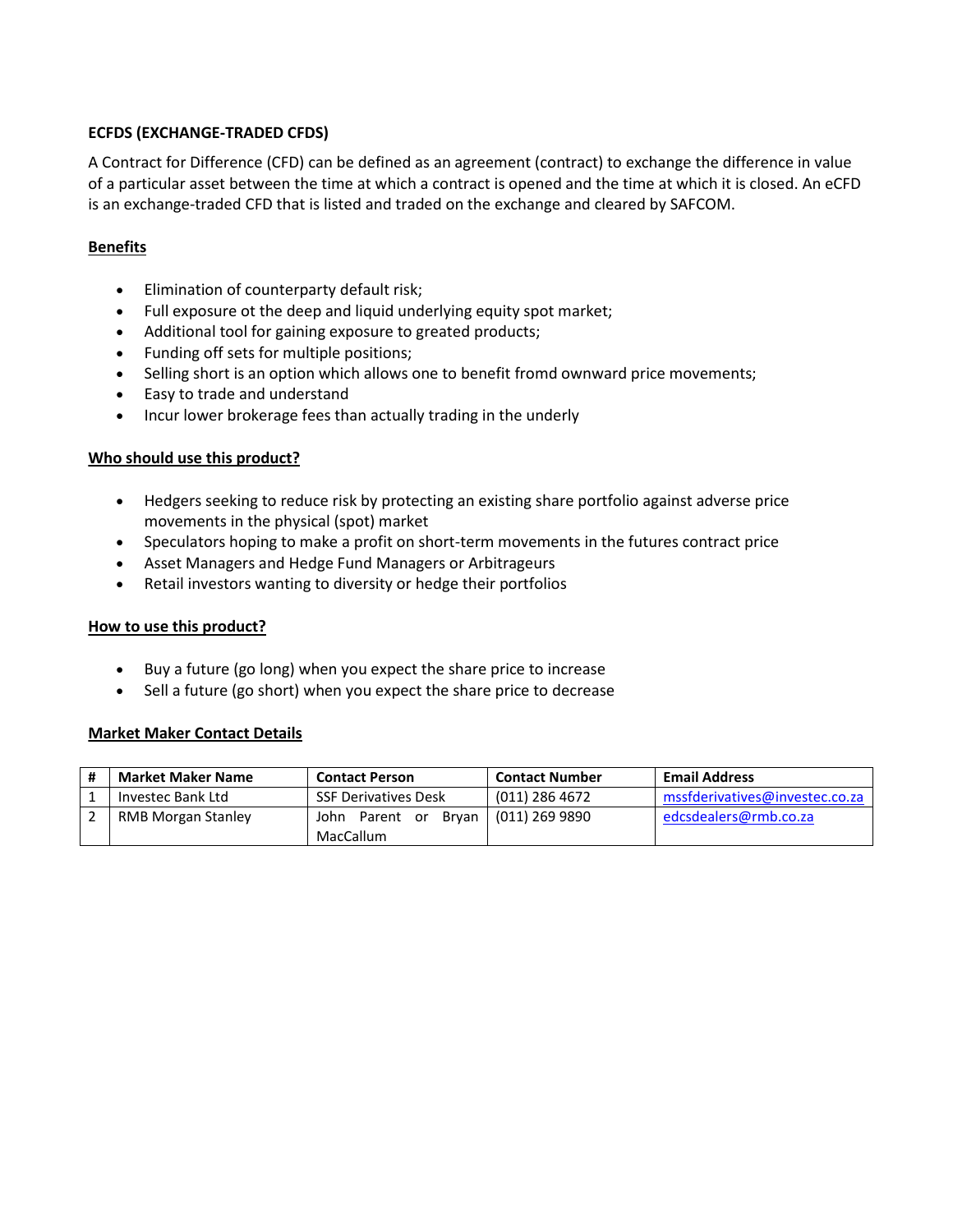**ECFDS (EXCHANGE-TRADED CFDS)**

A Contract for Difference (CFD) can be defined as an agreement (contract) to exchange the difference in value of a particular asset between the time at which a contract is opened and the time at which it is closed. An eCFD is an exchange-traded CFD that is listed and traded on the exchange and cleared by SAFCOM.

**Benefits**

- Elimination of counterparty default risk;
- Full exposure ot the deep and liquid underlying equity spot market;
- Additional tool for gaining exposure to greated products;
- Funding off sets for multiple positions;
- Selling short is an option which allows one to benefit fromd ownward price movements;
- Easy to trade and understand
- Incur lower brokerage fees than actually trading in the underly

**Who should use this product?**

- Hedgers seeking to reduce risk by protecting an existing share portfolio against adverse price movements in the physical (spot) market
- Speculators hoping to make a profit on short-term movements in the futures contract price
- Asset Managers and Hedge Fund Managers or Arbitrageurs
- Retail investors wanting to diversity or hedge their portfolios

**How to use this product?**

- Buy a future (go long) when you expect the share price to increase
- Sell a future (go short) when you expect the share price to decrease

**Market Maker Contact Details**

| # | Market Maker Name | Contact Person | Contact Number | Email Address |
|---|---|---|---|---|
| 1 | Investec Bank Ltd | SSF Derivatives Desk | (011) 286 4672 | mssfderivatives@investec.co.za |
| 2 | RMB Morgan Stanley | John Parent or Bryan MacCallum | (011) 269 9890 | edcsdealers@rmb.co.za |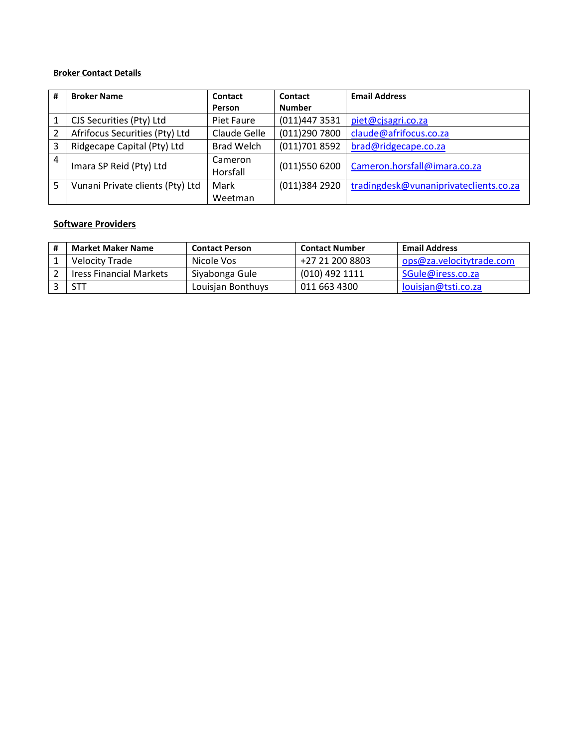**Broker Contact Details**

| # | Broker Name | Contact Person | Contact Number | Email Address |
|---|---|---|---|---|
| 1 | CJS Securities (Pty) Ltd | Piet Faure | (011)447 3531 | piet@cjsagri.co.za |
| 2 | Afrifocus Securities (Pty) Ltd | Claude Gelle | (011)290 7800 | claude@afrifocus.co.za |
| 3 | Ridgecape Capital (Pty) Ltd | Brad Welch | (011)701 8592 | brad@ridgecape.co.za |
| 4 | Imara SP Reid (Pty) Ltd | Cameron Horsfall | (011)550 6200 | Cameron.horsfall@imara.co.za |
| 5 | Vunani Private clients (Pty) Ltd | Mark Weetman | (011)384 2920 | tradingdesk@vunaniprivateclients.co.za |

**Software Providers**

| # | Market Maker Name | Contact Person | Contact Number | Email Address |
|---|---|---|---|---|
| 1 | Velocity Trade | Nicole Vos | +27 21 200 8803 | ops@za.velocitytrade.com |
| 2 | Iress Financial Markets | Siyabonga Gule | (010) 492 1111 | SGule@iress.co.za |
| 3 | STT | Louisjan Bonthuys | 011 663 4300 | louisjan@tsti.co.za |